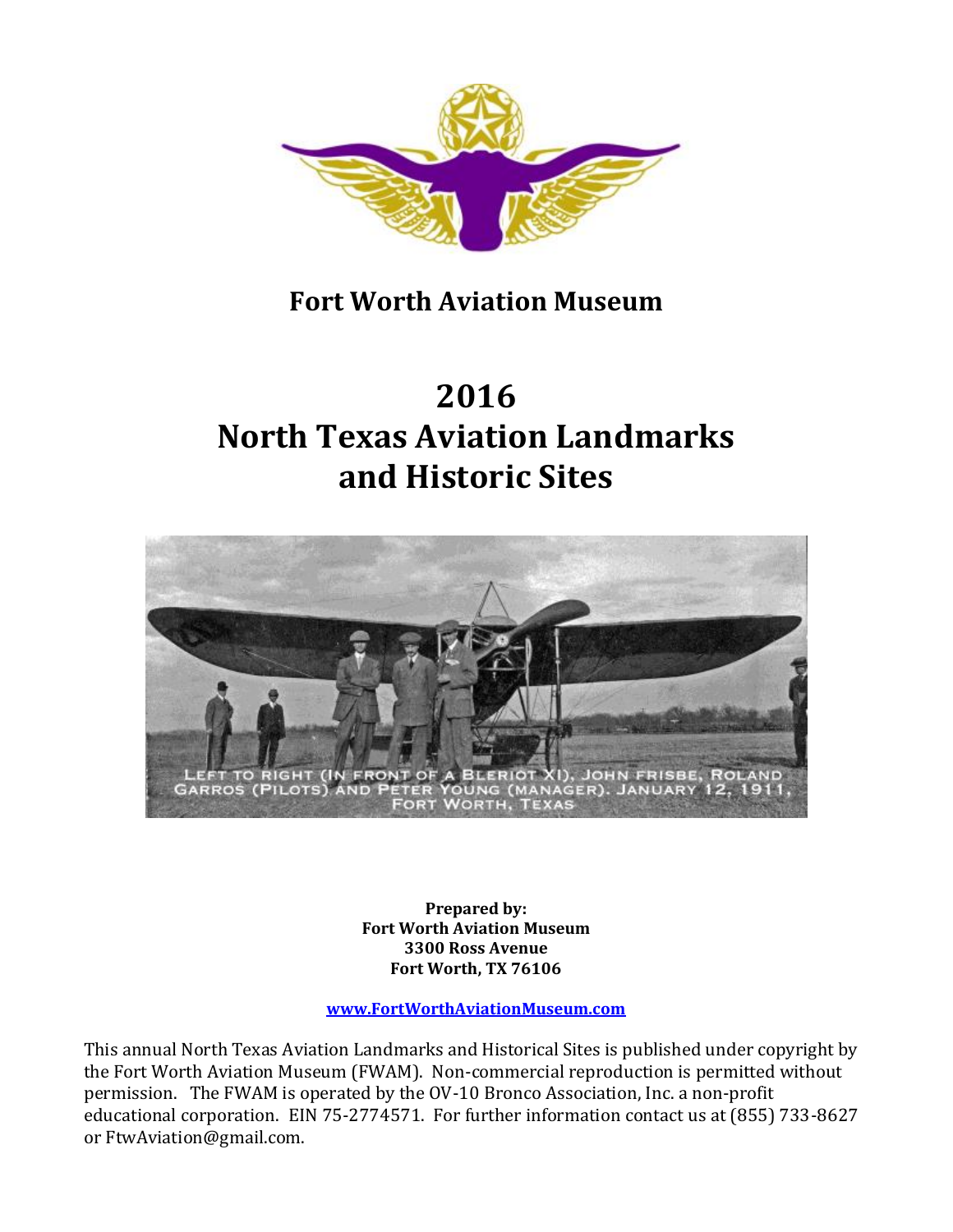# Fort Worth Aviation Museum

# 2016
# North Texas Aviation Landmarks and Historic Sites

Left to right (in front of a Bleriot XI), John Frisbe, Roland Garros (pilots) and Peter Young (manager). January 12, 1911, Fort Worth, Texas

**Prepared by:**
**Fort Worth Aviation Museum**
**3300 Ross Avenue**
**Fort Worth, TX 76106**

**[www.FortWorthAviationMuseum.com](http://www.FortWorthAviationMuseum.com)**

This annual North Texas Aviation Landmarks and Historical Sites is published under copyright by the Fort Worth Aviation Museum (FWAM). Non-commercial reproduction is permitted without permission. The FWAM is operated by the OV-10 Bronco Association, Inc. a non-profit educational corporation. EIN 75-2774571. For further information contact us at (855) 733-8627 or FtwAviation@gmail.com.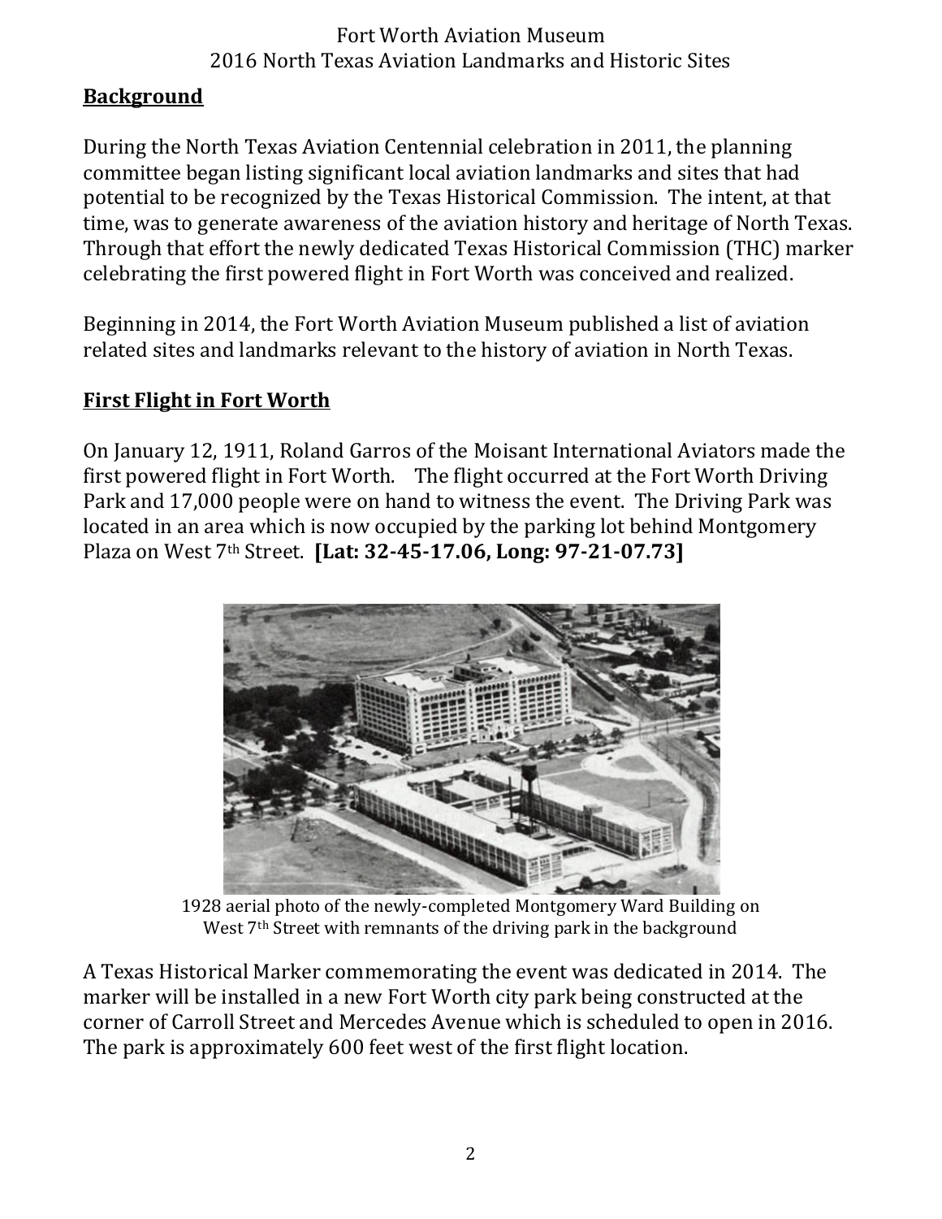## Background

During the North Texas Aviation Centennial celebration in 2011, the planning committee began listing significant local aviation landmarks and sites that had potential to be recognized by the Texas Historical Commission. The intent, at that time, was to generate awareness of the aviation history and heritage of North Texas. Through that effort the newly dedicated Texas Historical Commission (THC) marker celebrating the first powered flight in Fort Worth was conceived and realized.

Beginning in 2014, the Fort Worth Aviation Museum published a list of aviation related sites and landmarks relevant to the history of aviation in North Texas.

## First Flight in Fort Worth

On January 12, 1911, Roland Garros of the Moisant International Aviators made the first powered flight in Fort Worth. The flight occurred at the Fort Worth Driving Park and 17,000 people were on hand to witness the event. The Driving Park was located in an area which is now occupied by the parking lot behind Montgomery Plaza on West 7th Street. **[Lat: 32-45-17.06, Long: 97-21-07.73]**

1928 aerial photo of the newly-completed Montgomery Ward Building on West 7th Street with remnants of the driving park in the background

A Texas Historical Marker commemorating the event was dedicated in 2014. The marker will be installed in a new Fort Worth city park being constructed at the corner of Carroll Street and Mercedes Avenue which is scheduled to open in 2016. The park is approximately 600 feet west of the first flight location.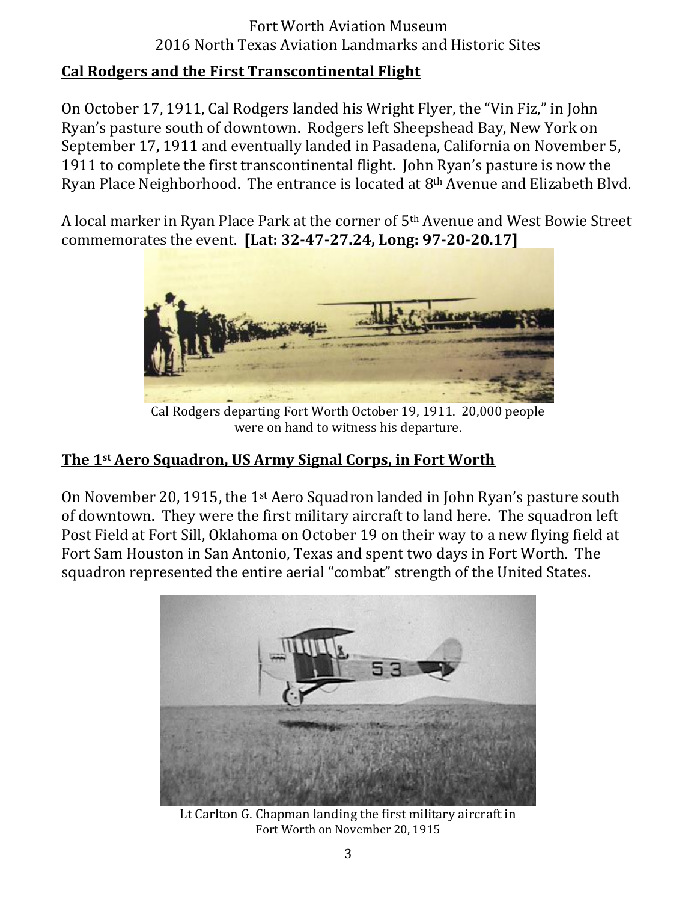## Cal Rodgers and the First Transcontinental Flight

On October 17, 1911, Cal Rodgers landed his Wright Flyer, the "Vin Fiz," in John Ryan's pasture south of downtown. Rodgers left Sheepshead Bay, New York on September 17, 1911 and eventually landed in Pasadena, California on November 5, 1911 to complete the first transcontinental flight. John Ryan's pasture is now the Ryan Place Neighborhood. The entrance is located at 8th Avenue and Elizabeth Blvd.

A local marker in Ryan Place Park at the corner of 5th Avenue and West Bowie Street commemorates the event. **[Lat: 32-47-27.24, Long: 97-20-20.17]**

Cal Rodgers departing Fort Worth October 19, 1911. 20,000 people were on hand to witness his departure.

## The 1st Aero Squadron, US Army Signal Corps, in Fort Worth

On November 20, 1915, the 1st Aero Squadron landed in John Ryan's pasture south of downtown. They were the first military aircraft to land here. The squadron left Post Field at Fort Sill, Oklahoma on October 19 on their way to a new flying field at Fort Sam Houston in San Antonio, Texas and spent two days in Fort Worth. The squadron represented the entire aerial "combat" strength of the United States.

Lt Carlton G. Chapman landing the first military aircraft in Fort Worth on November 20, 1915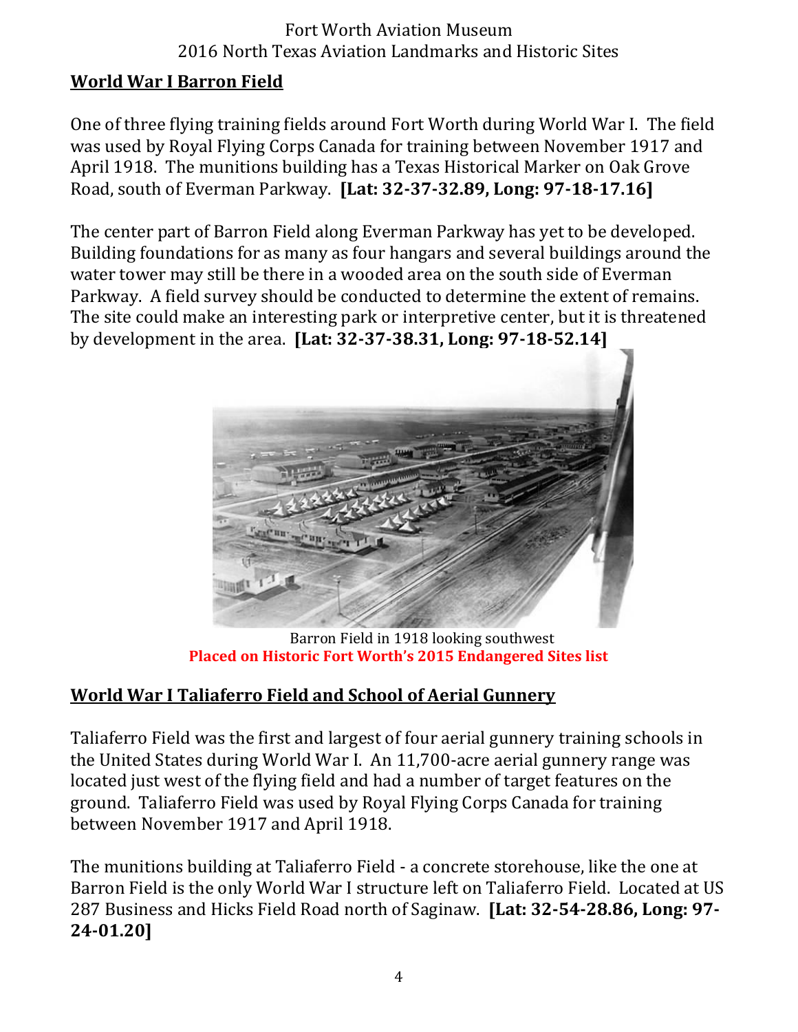## World War I Barron Field

One of three flying training fields around Fort Worth during World War I. The field was used by Royal Flying Corps Canada for training between November 1917 and April 1918. The munitions building has a Texas Historical Marker on Oak Grove Road, south of Everman Parkway. **[Lat: 32-37-32.89, Long: 97-18-17.16]**

The center part of Barron Field along Everman Parkway has yet to be developed. Building foundations for as many as four hangars and several buildings around the water tower may still be there in a wooded area on the south side of Everman Parkway. A field survey should be conducted to determine the extent of remains. The site could make an interesting park or interpretive center, but it is threatened by development in the area. **[Lat: 32-37-38.31, Long: 97-18-52.14]**

Barron Field in 1918 looking southwest

**Placed on Historic Fort Worth's 2015 Endangered Sites list**

## World War I Taliaferro Field and School of Aerial Gunnery

Taliaferro Field was the first and largest of four aerial gunnery training schools in the United States during World War I. An 11,700-acre aerial gunnery range was located just west of the flying field and had a number of target features on the ground. Taliaferro Field was used by Royal Flying Corps Canada for training between November 1917 and April 1918.

The munitions building at Taliaferro Field - a concrete storehouse, like the one at Barron Field is the only World War I structure left on Taliaferro Field. Located at US 287 Business and Hicks Field Road north of Saginaw. **[Lat: 32-54-28.86, Long: 97-24-01.20]**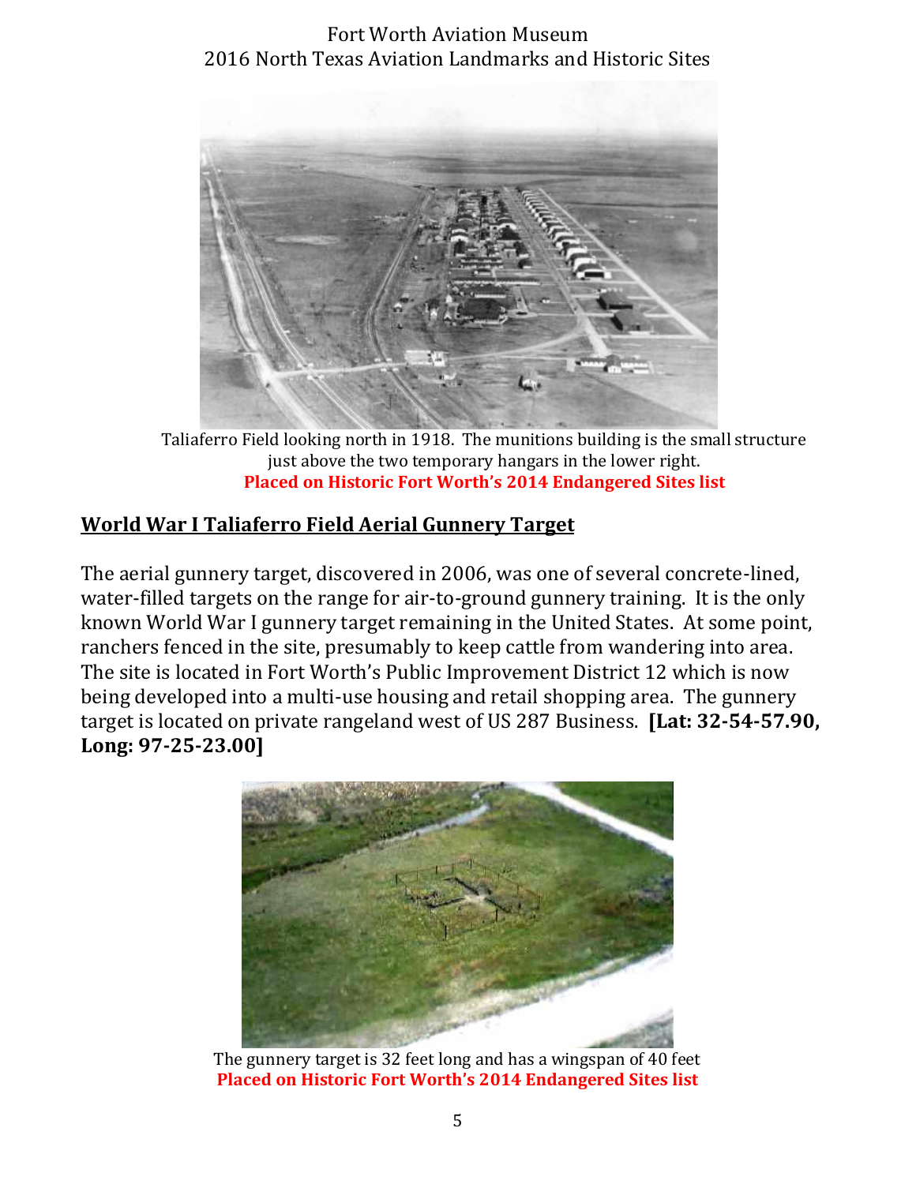Taliaferro Field looking north in 1918. The munitions building is the small structure just above the two temporary hangars in the lower right.

**Placed on Historic Fort Worth's 2014 Endangered Sites list**

## World War I Taliaferro Field Aerial Gunnery Target

The aerial gunnery target, discovered in 2006, was one of several concrete-lined, water-filled targets on the range for air-to-ground gunnery training. It is the only known World War I gunnery target remaining in the United States. At some point, ranchers fenced in the site, presumably to keep cattle from wandering into area. The site is located in Fort Worth's Public Improvement District 12 which is now being developed into a multi-use housing and retail shopping area. The gunnery target is located on private rangeland west of US 287 Business. **[Lat: 32-54-57.90, Long: 97-25-23.00]**

The gunnery target is 32 feet long and has a wingspan of 40 feet

**Placed on Historic Fort Worth's 2014 Endangered Sites list**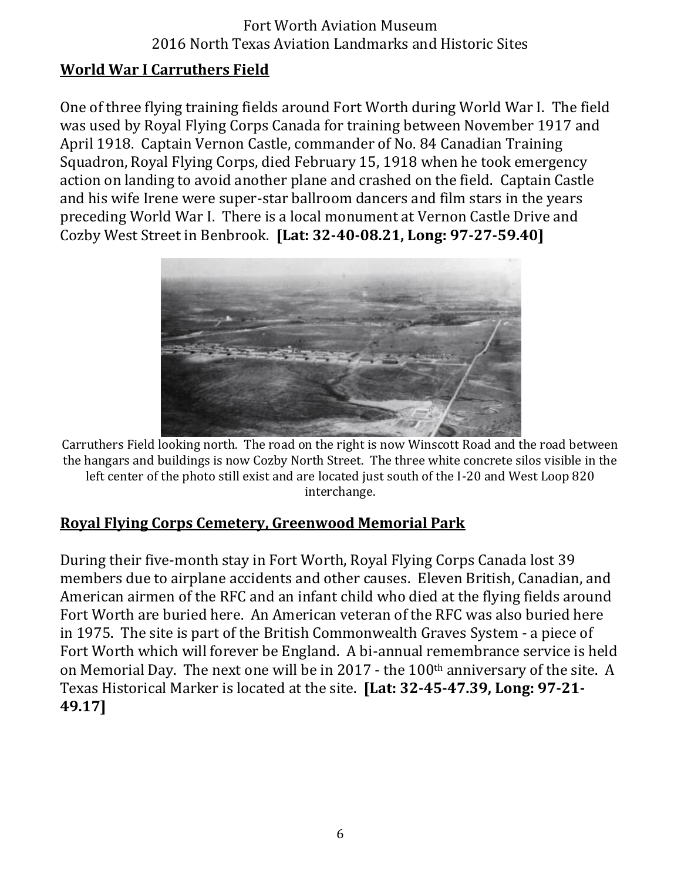## World War I Carruthers Field

One of three flying training fields around Fort Worth during World War I. The field was used by Royal Flying Corps Canada for training between November 1917 and April 1918. Captain Vernon Castle, commander of No. 84 Canadian Training Squadron, Royal Flying Corps, died February 15, 1918 when he took emergency action on landing to avoid another plane and crashed on the field. Captain Castle and his wife Irene were super-star ballroom dancers and film stars in the years preceding World War I. There is a local monument at Vernon Castle Drive and Cozby West Street in Benbrook. **[Lat: 32-40-08.21, Long: 97-27-59.40]**

Carruthers Field looking north. The road on the right is now Winscott Road and the road between the hangars and buildings is now Cozby North Street. The three white concrete silos visible in the left center of the photo still exist and are located just south of the I-20 and West Loop 820 interchange.

## Royal Flying Corps Cemetery, Greenwood Memorial Park

During their five-month stay in Fort Worth, Royal Flying Corps Canada lost 39 members due to airplane accidents and other causes. Eleven British, Canadian, and American airmen of the RFC and an infant child who died at the flying fields around Fort Worth are buried here. An American veteran of the RFC was also buried here in 1975. The site is part of the British Commonwealth Graves System - a piece of Fort Worth which will forever be England. A bi-annual remembrance service is held on Memorial Day. The next one will be in 2017 - the 100th anniversary of the site. A Texas Historical Marker is located at the site. **[Lat: 32-45-47.39, Long: 97-21-49.17]**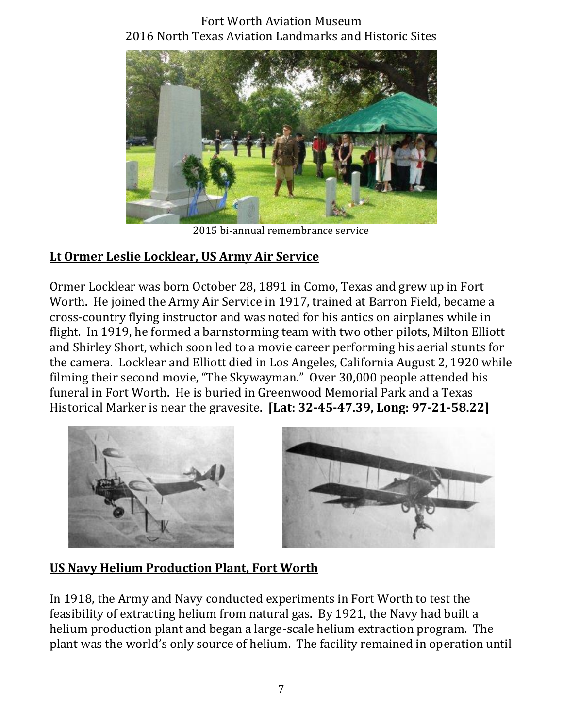2015 bi-annual remembrance service

## Lt Ormer Leslie Locklear, US Army Air Service

Ormer Locklear was born October 28, 1891 in Como, Texas and grew up in Fort Worth. He joined the Army Air Service in 1917, trained at Barron Field, became a cross-country flying instructor and was noted for his antics on airplanes while in flight. In 1919, he formed a barnstorming team with two other pilots, Milton Elliott and Shirley Short, which soon led to a movie career performing his aerial stunts for the camera. Locklear and Elliott died in Los Angeles, California August 2, 1920 while filming their second movie, "The Skywayman." Over 30,000 people attended his funeral in Fort Worth. He is buried in Greenwood Memorial Park and a Texas Historical Marker is near the gravesite. **[Lat: 32-45-47.39, Long: 97-21-58.22]**

## US Navy Helium Production Plant, Fort Worth

In 1918, the Army and Navy conducted experiments in Fort Worth to test the feasibility of extracting helium from natural gas. By 1921, the Navy had built a helium production plant and began a large-scale helium extraction program. The plant was the world's only source of helium. The facility remained in operation until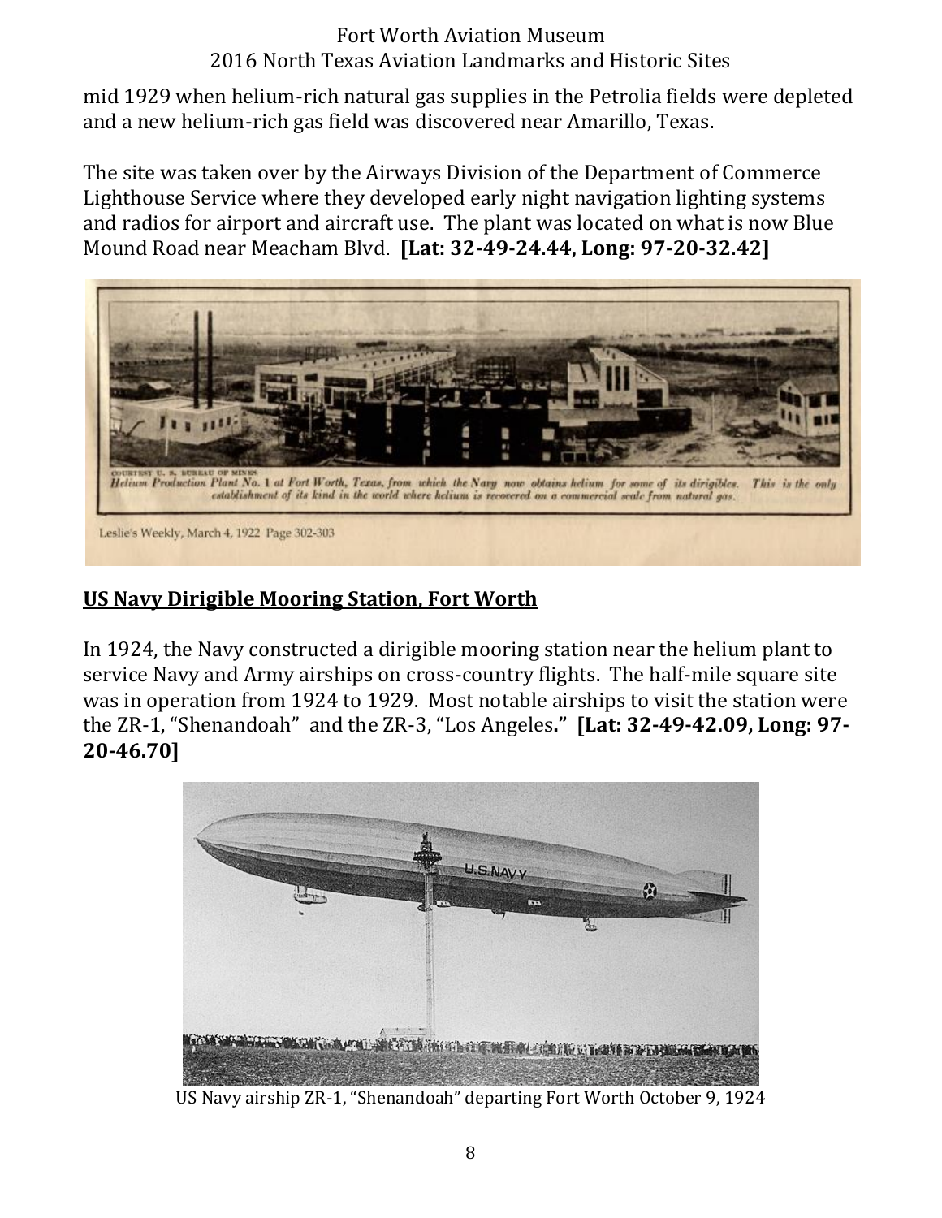mid 1929 when helium-rich natural gas supplies in the Petrolia fields were depleted and a new helium-rich gas field was discovered near Amarillo, Texas.

The site was taken over by the Airways Division of the Department of Commerce Lighthouse Service where they developed early night navigation lighting systems and radios for airport and aircraft use. The plant was located on what is now Blue Mound Road near Meacham Blvd. **[Lat: 32-49-24.44, Long: 97-20-32.42]**

COURTESY U. S. BUREAU OF MINES
*Helium Production Plant No. 1 at Fort Worth, Texas, from which the Navy now obtains helium for some of its dirigibles. This is the only establishment of its kind in the world where helium is recovered on a commercial scale from natural gas.*

Leslie's Weekly, March 4, 1922 Page 302-303

## US Navy Dirigible Mooring Station, Fort Worth

In 1924, the Navy constructed a dirigible mooring station near the helium plant to service Navy and Army airships on cross-country flights. The half-mile square site was in operation from 1924 to 1929. Most notable airships to visit the station were the ZR-1, "Shenandoah" and the ZR-3, "Los Angeles**." [Lat: 32-49-42.09, Long: 97-20-46.70]**

US Navy airship ZR-1, "Shenandoah" departing Fort Worth October 9, 1924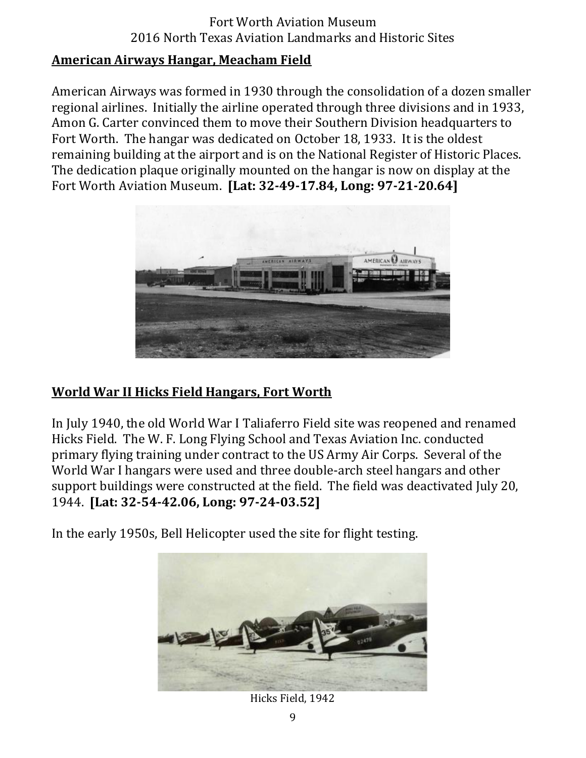## American Airways Hangar, Meacham Field

American Airways was formed in 1930 through the consolidation of a dozen smaller regional airlines. Initially the airline operated through three divisions and in 1933, Amon G. Carter convinced them to move their Southern Division headquarters to Fort Worth. The hangar was dedicated on October 18, 1933. It is the oldest remaining building at the airport and is on the National Register of Historic Places. The dedication plaque originally mounted on the hangar is now on display at the Fort Worth Aviation Museum. **[Lat: 32-49-17.84, Long: 97-21-20.64]**

## World War II Hicks Field Hangars, Fort Worth

In July 1940, the old World War I Taliaferro Field site was reopened and renamed Hicks Field. The W. F. Long Flying School and Texas Aviation Inc. conducted primary flying training under contract to the US Army Air Corps. Several of the World War I hangars were used and three double-arch steel hangars and other support buildings were constructed at the field. The field was deactivated July 20, 1944. **[Lat: 32-54-42.06, Long: 97-24-03.52]**

In the early 1950s, Bell Helicopter used the site for flight testing.

Hicks Field, 1942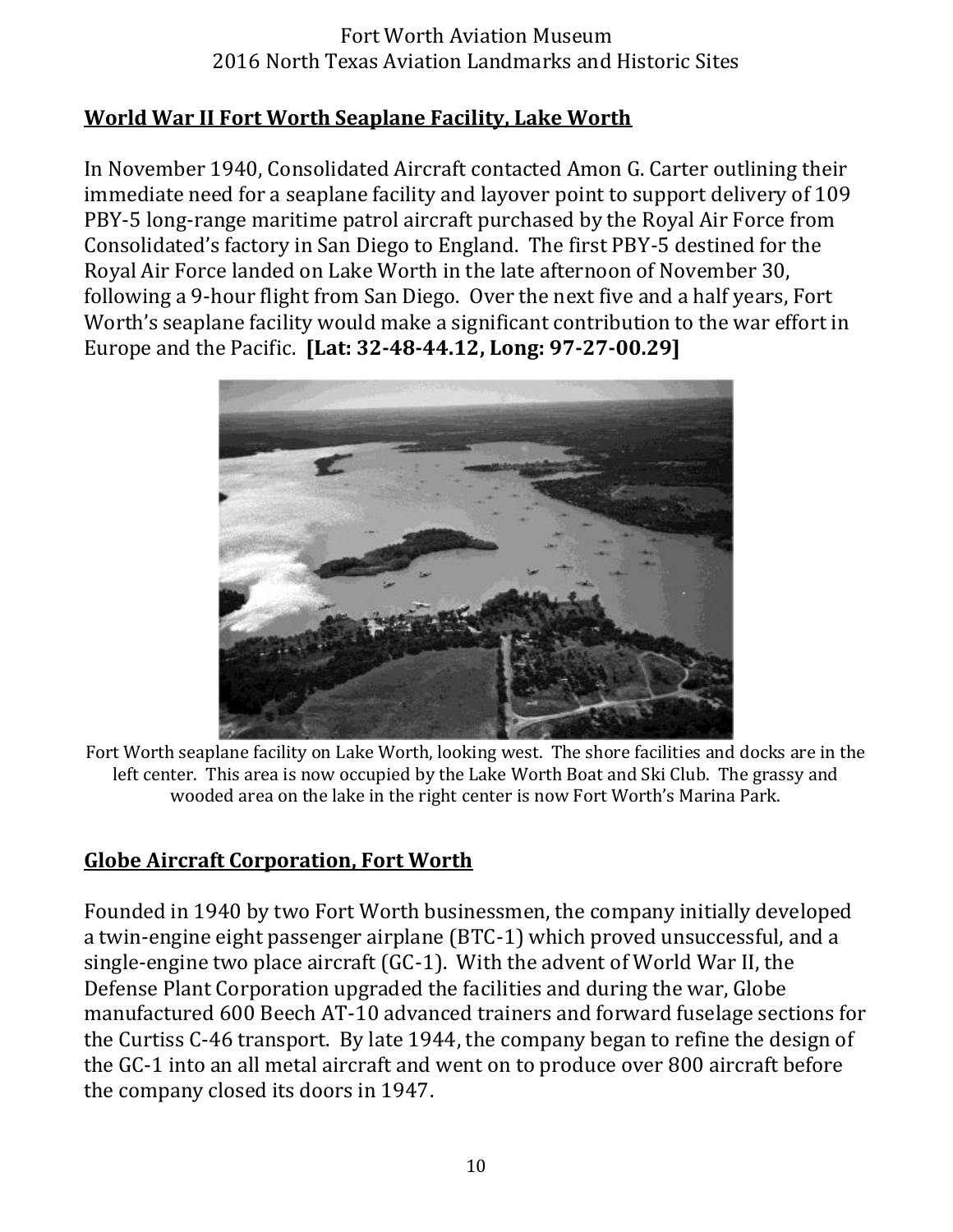## World War II Fort Worth Seaplane Facility, Lake Worth

In November 1940, Consolidated Aircraft contacted Amon G. Carter outlining their immediate need for a seaplane facility and layover point to support delivery of 109 PBY-5 long-range maritime patrol aircraft purchased by the Royal Air Force from Consolidated's factory in San Diego to England. The first PBY-5 destined for the Royal Air Force landed on Lake Worth in the late afternoon of November 30, following a 9-hour flight from San Diego. Over the next five and a half years, Fort Worth's seaplane facility would make a significant contribution to the war effort in Europe and the Pacific. **[Lat: 32-48-44.12, Long: 97-27-00.29]**

Fort Worth seaplane facility on Lake Worth, looking west. The shore facilities and docks are in the left center. This area is now occupied by the Lake Worth Boat and Ski Club. The grassy and wooded area on the lake in the right center is now Fort Worth's Marina Park.

## Globe Aircraft Corporation, Fort Worth

Founded in 1940 by two Fort Worth businessmen, the company initially developed a twin-engine eight passenger airplane (BTC-1) which proved unsuccessful, and a single-engine two place aircraft (GC-1). With the advent of World War II, the Defense Plant Corporation upgraded the facilities and during the war, Globe manufactured 600 Beech AT-10 advanced trainers and forward fuselage sections for the Curtiss C-46 transport. By late 1944, the company began to refine the design of the GC-1 into an all metal aircraft and went on to produce over 800 aircraft before the company closed its doors in 1947.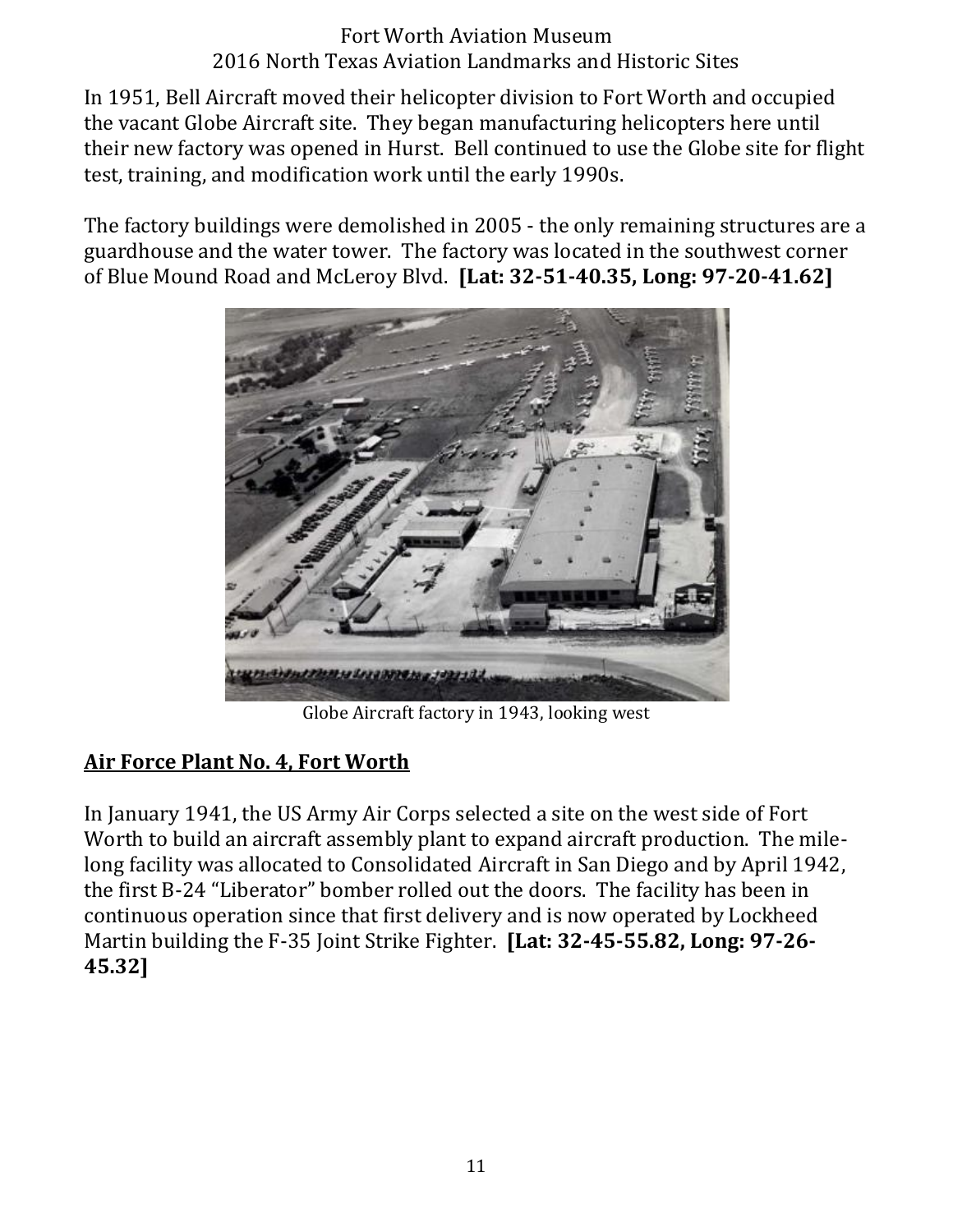In 1951, Bell Aircraft moved their helicopter division to Fort Worth and occupied the vacant Globe Aircraft site. They began manufacturing helicopters here until their new factory was opened in Hurst. Bell continued to use the Globe site for flight test, training, and modification work until the early 1990s.

The factory buildings were demolished in 2005 - the only remaining structures are a guardhouse and the water tower. The factory was located in the southwest corner of Blue Mound Road and McLeroy Blvd. **[Lat: 32-51-40.35, Long: 97-20-41.62]**

Globe Aircraft factory in 1943, looking west

## Air Force Plant No. 4, Fort Worth

In January 1941, the US Army Air Corps selected a site on the west side of Fort Worth to build an aircraft assembly plant to expand aircraft production. The mile-long facility was allocated to Consolidated Aircraft in San Diego and by April 1942, the first B-24 "Liberator" bomber rolled out the doors. The facility has been in continuous operation since that first delivery and is now operated by Lockheed Martin building the F-35 Joint Strike Fighter. **[Lat: 32-45-55.82, Long: 97-26-45.32]**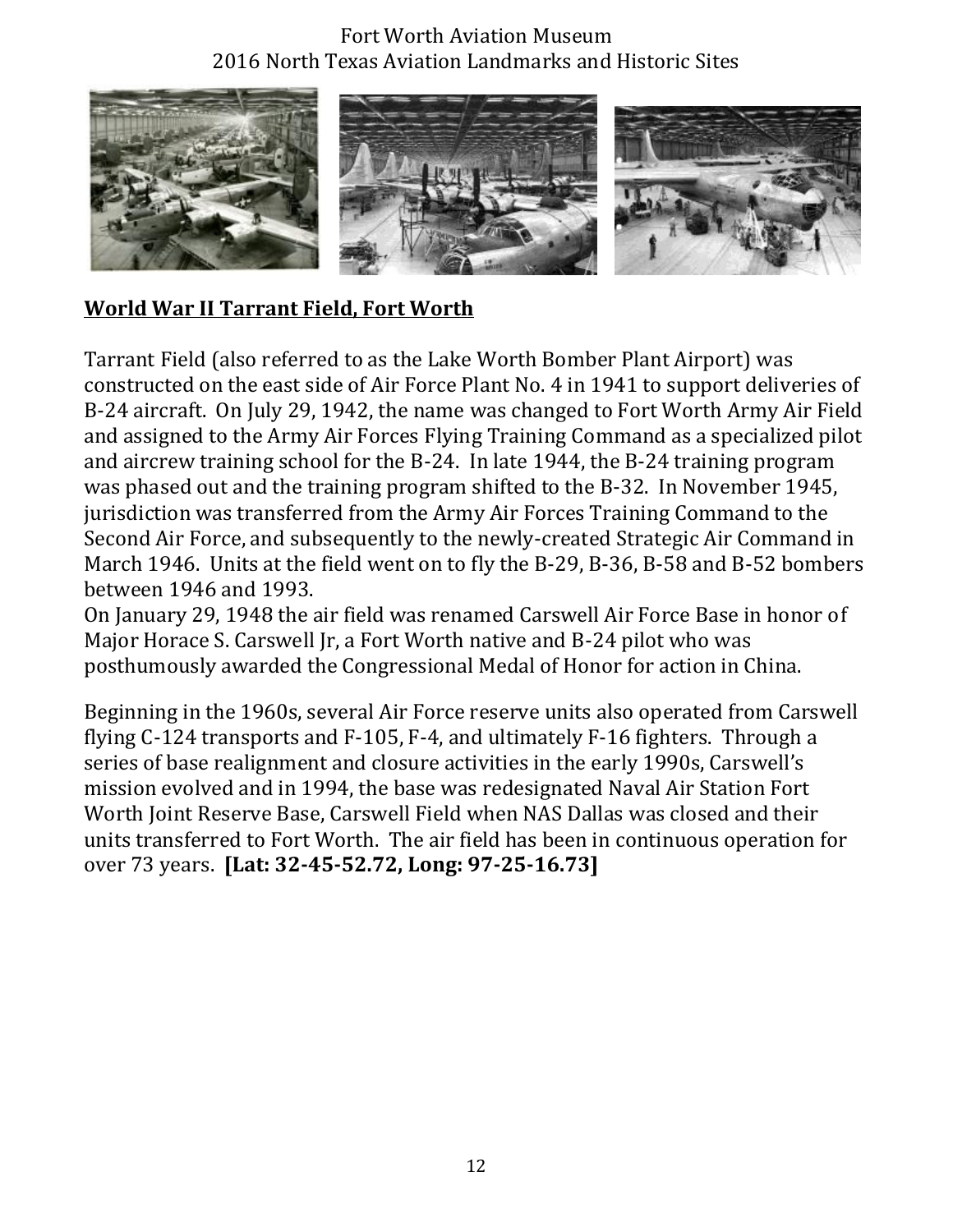## World War II Tarrant Field, Fort Worth

Tarrant Field (also referred to as the Lake Worth Bomber Plant Airport) was constructed on the east side of Air Force Plant No. 4 in 1941 to support deliveries of B-24 aircraft. On July 29, 1942, the name was changed to Fort Worth Army Air Field and assigned to the Army Air Forces Flying Training Command as a specialized pilot and aircrew training school for the B-24. In late 1944, the B-24 training program was phased out and the training program shifted to the B-32. In November 1945, jurisdiction was transferred from the Army Air Forces Training Command to the Second Air Force, and subsequently to the newly-created Strategic Air Command in March 1946. Units at the field went on to fly the B-29, B-36, B-58 and B-52 bombers between 1946 and 1993.

On January 29, 1948 the air field was renamed Carswell Air Force Base in honor of Major Horace S. Carswell Jr, a Fort Worth native and B-24 pilot who was posthumously awarded the Congressional Medal of Honor for action in China.

Beginning in the 1960s, several Air Force reserve units also operated from Carswell flying C-124 transports and F-105, F-4, and ultimately F-16 fighters. Through a series of base realignment and closure activities in the early 1990s, Carswell's mission evolved and in 1994, the base was redesignated Naval Air Station Fort Worth Joint Reserve Base, Carswell Field when NAS Dallas was closed and their units transferred to Fort Worth. The air field has been in continuous operation for over 73 years. **[Lat: 32-45-52.72, Long: 97-25-16.73]**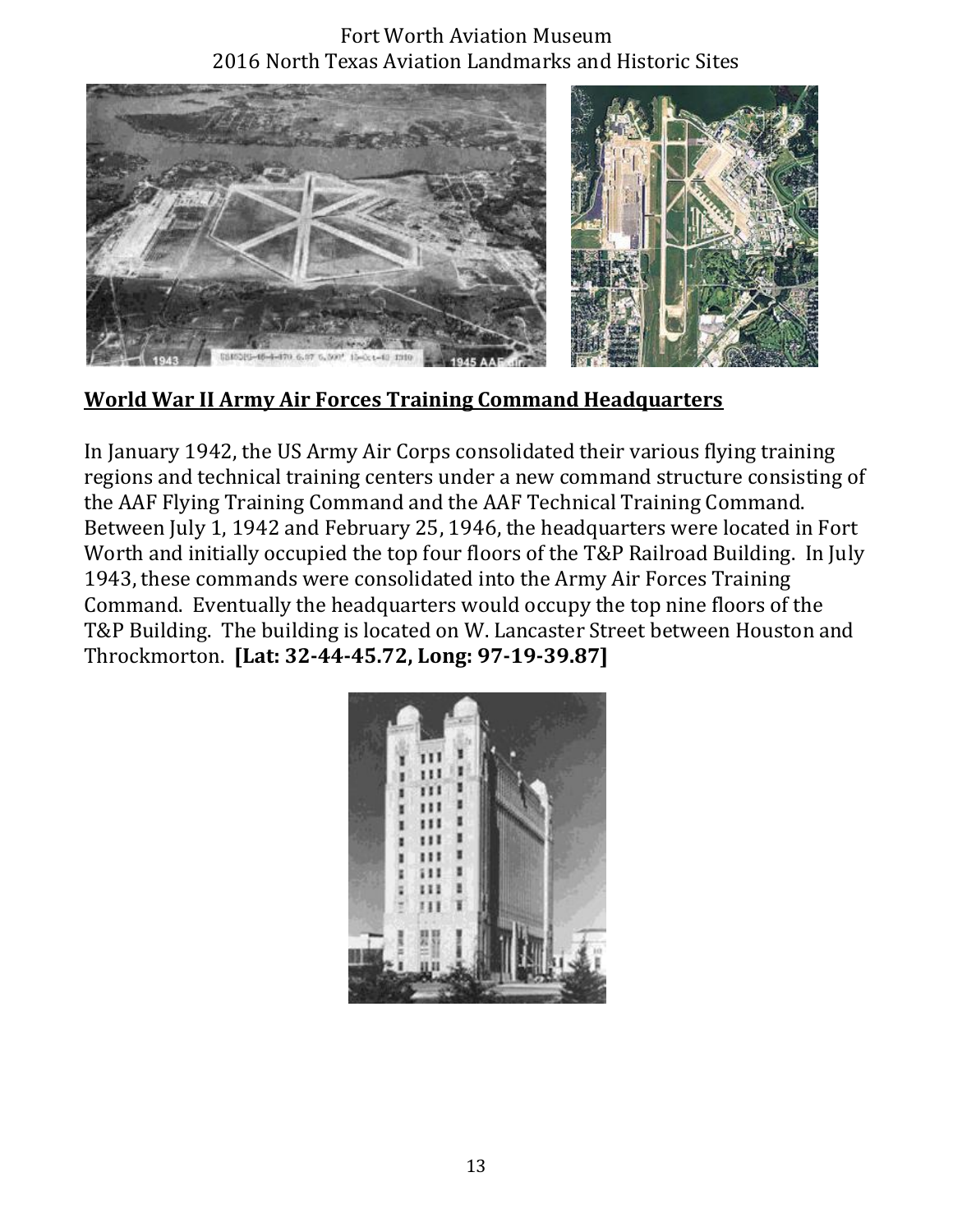## World War II Army Air Forces Training Command Headquarters

In January 1942, the US Army Air Corps consolidated their various flying training regions and technical training centers under a new command structure consisting of the AAF Flying Training Command and the AAF Technical Training Command. Between July 1, 1942 and February 25, 1946, the headquarters were located in Fort Worth and initially occupied the top four floors of the T&P Railroad Building. In July 1943, these commands were consolidated into the Army Air Forces Training Command. Eventually the headquarters would occupy the top nine floors of the T&P Building. The building is located on W. Lancaster Street between Houston and Throckmorton. **[Lat: 32-44-45.72, Long: 97-19-39.87]**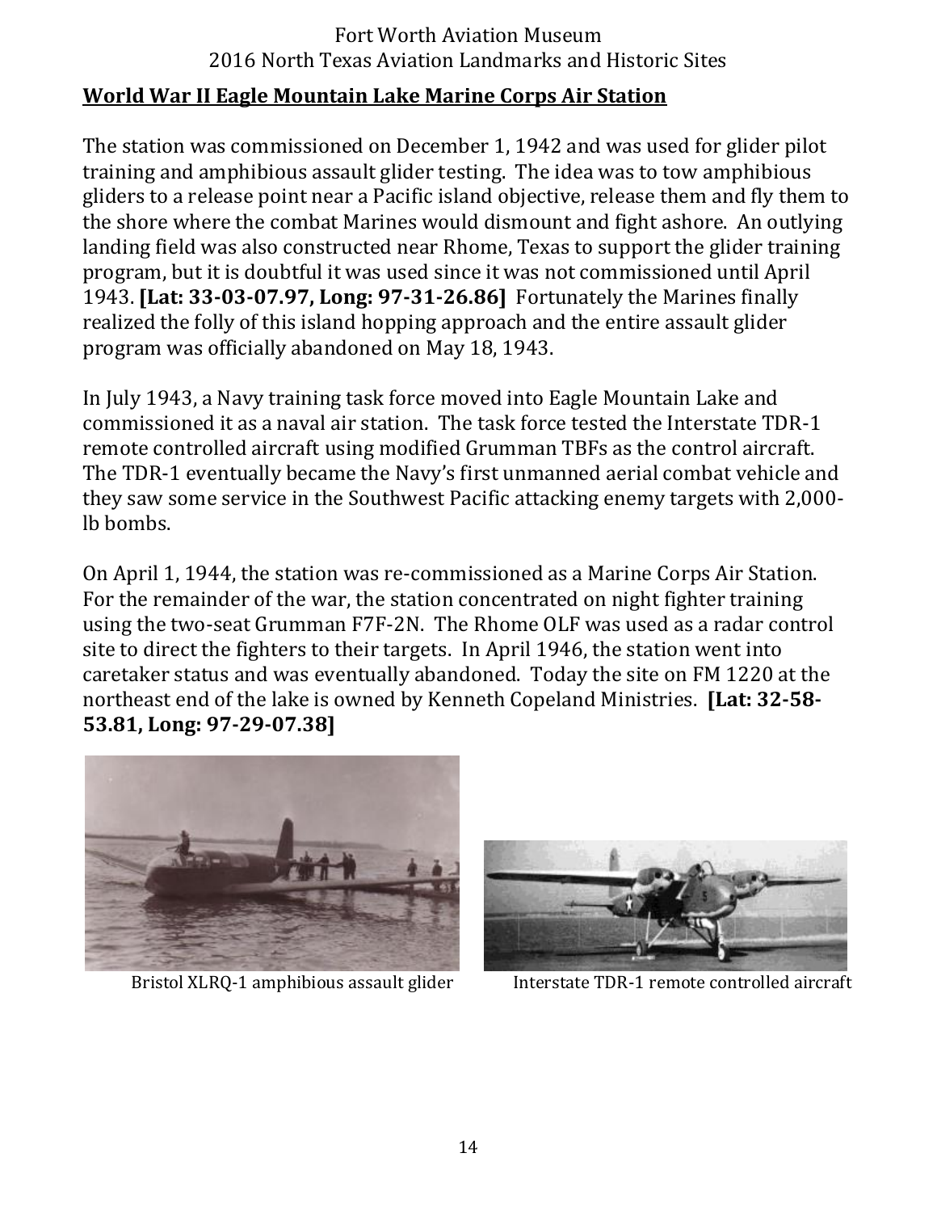## World War II Eagle Mountain Lake Marine Corps Air Station

The station was commissioned on December 1, 1942 and was used for glider pilot training and amphibious assault glider testing. The idea was to tow amphibious gliders to a release point near a Pacific island objective, release them and fly them to the shore where the combat Marines would dismount and fight ashore. An outlying landing field was also constructed near Rhome, Texas to support the glider training program, but it is doubtful it was used since it was not commissioned until April 1943. **[Lat: 33-03-07.97, Long: 97-31-26.86]** Fortunately the Marines finally realized the folly of this island hopping approach and the entire assault glider program was officially abandoned on May 18, 1943.

In July 1943, a Navy training task force moved into Eagle Mountain Lake and commissioned it as a naval air station. The task force tested the Interstate TDR-1 remote controlled aircraft using modified Grumman TBFs as the control aircraft. The TDR-1 eventually became the Navy's first unmanned aerial combat vehicle and they saw some service in the Southwest Pacific attacking enemy targets with 2,000-lb bombs.

On April 1, 1944, the station was re-commissioned as a Marine Corps Air Station. For the remainder of the war, the station concentrated on night fighter training using the two-seat Grumman F7F-2N. The Rhome OLF was used as a radar control site to direct the fighters to their targets. In April 1946, the station went into caretaker status and was eventually abandoned. Today the site on FM 1220 at the northeast end of the lake is owned by Kenneth Copeland Ministries. **[Lat: 32-58-53.81, Long: 97-29-07.38]**

Bristol XLRQ-1 amphibious assault glider

Interstate TDR-1 remote controlled aircraft